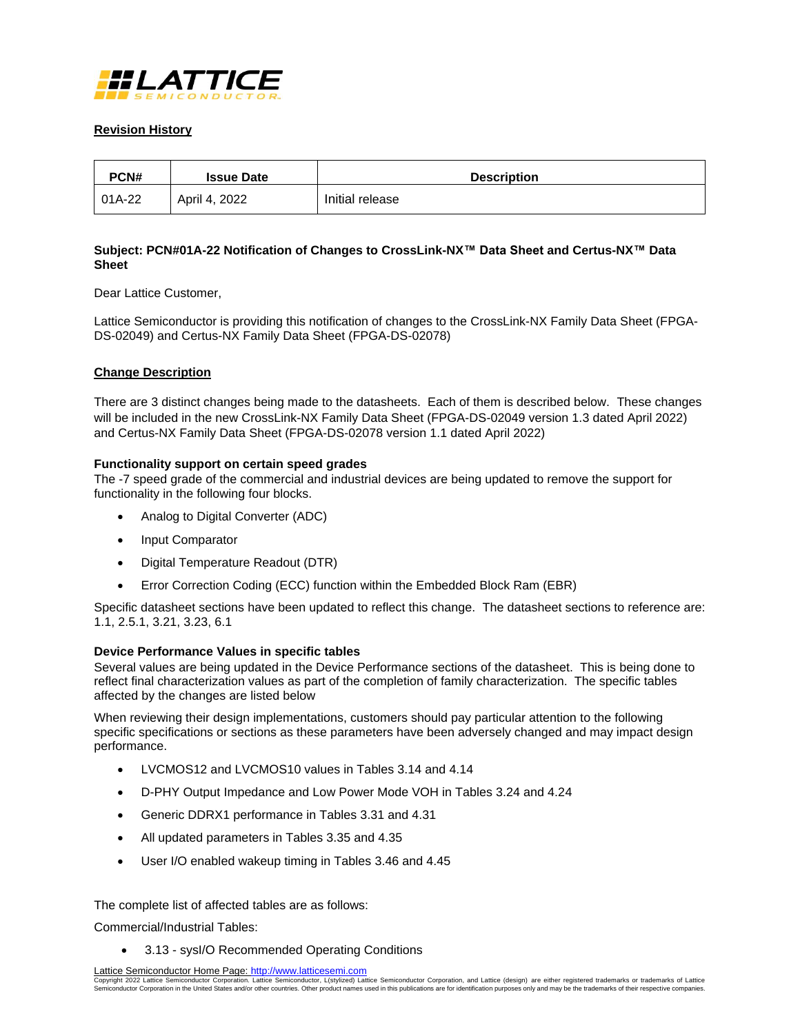## Revision History

| PCN# | Issue Date | Description |
| --- | --- | --- |
| 01A-22 | April 4, 2022 | Initial release |

**Subject: PCN#01A-22 Notification of Changes to CrossLink-NX™ Data Sheet and Certus-NX™ Data Sheet**

Dear Lattice Customer,

Lattice Semiconductor is providing this notification of changes to the CrossLink-NX Family Data Sheet (FPGA-DS-02049) and Certus-NX Family Data Sheet (FPGA-DS-02078)

## Change Description

There are 3 distinct changes being made to the datasheets. Each of them is described below. These changes will be included in the new CrossLink-NX Family Data Sheet (FPGA-DS-02049 version 1.3 dated April 2022) and Certus-NX Family Data Sheet (FPGA-DS-02078 version 1.1 dated April 2022)

**Functionality support on certain speed grades**

The -7 speed grade of the commercial and industrial devices are being updated to remove the support for functionality in the following four blocks.

- Analog to Digital Converter (ADC)
- Input Comparator
- Digital Temperature Readout (DTR)
- Error Correction Coding (ECC) function within the Embedded Block Ram (EBR)

Specific datasheet sections have been updated to reflect this change. The datasheet sections to reference are: 1.1, 2.5.1, 3.21, 3.23, 6.1

**Device Performance Values in specific tables**

Several values are being updated in the Device Performance sections of the datasheet. This is being done to reflect final characterization values as part of the completion of family characterization. The specific tables affected by the changes are listed below

When reviewing their design implementations, customers should pay particular attention to the following specific specifications or sections as these parameters have been adversely changed and may impact design performance.

- LVCMOS12 and LVCMOS10 values in Tables 3.14 and 4.14
- D-PHY Output Impedance and Low Power Mode VOH in Tables 3.24 and 4.24
- Generic DDRX1 performance in Tables 3.31 and 4.31
- All updated parameters in Tables 3.35 and 4.35
- User I/O enabled wakeup timing in Tables 3.46 and 4.45

The complete list of affected tables are as follows:

Commercial/Industrial Tables:

- 3.13 - sysI/O Recommended Operating Conditions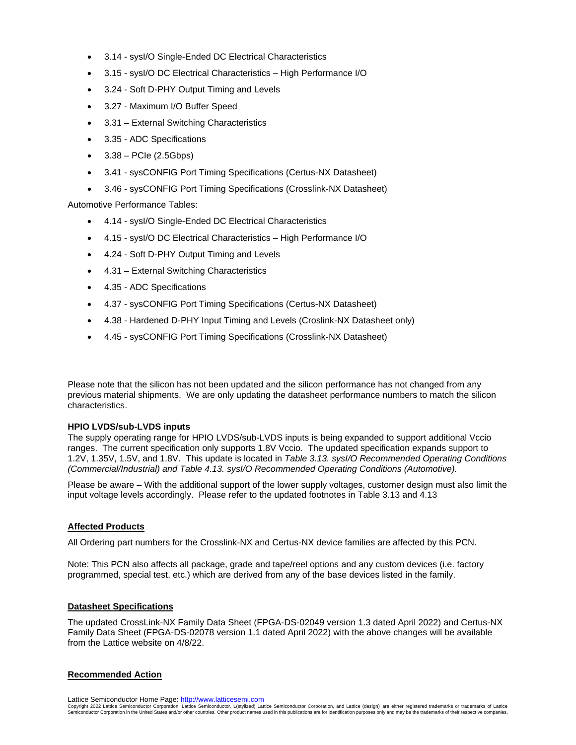- 3.14 - sysI/O Single-Ended DC Electrical Characteristics
- 3.15 - sysI/O DC Electrical Characteristics – High Performance I/O
- 3.24 - Soft D-PHY Output Timing and Levels
- 3.27 - Maximum I/O Buffer Speed
- 3.31 – External Switching Characteristics
- 3.35 - ADC Specifications
- 3.38 – PCIe (2.5Gbps)
- 3.41 - sysCONFIG Port Timing Specifications (Certus-NX Datasheet)
- 3.46 - sysCONFIG Port Timing Specifications (Crosslink-NX Datasheet)

Automotive Performance Tables:

- 4.14 - sysI/O Single-Ended DC Electrical Characteristics
- 4.15 - sysI/O DC Electrical Characteristics – High Performance I/O
- 4.24 - Soft D-PHY Output Timing and Levels
- 4.31 – External Switching Characteristics
- 4.35 - ADC Specifications
- 4.37 - sysCONFIG Port Timing Specifications (Certus-NX Datasheet)
- 4.38 - Hardened D-PHY Input Timing and Levels (Croslink-NX Datasheet only)
- 4.45 - sysCONFIG Port Timing Specifications (Crosslink-NX Datasheet)

Please note that the silicon has not been updated and the silicon performance has not changed from any previous material shipments. We are only updating the datasheet performance numbers to match the silicon characteristics.

**HPIO LVDS/sub-LVDS inputs**

The supply operating range for HPIO LVDS/sub-LVDS inputs is being expanded to support additional Vccio ranges. The current specification only supports 1.8V Vccio. The updated specification expands support to 1.2V, 1.35V, 1.5V, and 1.8V. This update is located in *Table 3.13. sysI/O Recommended Operating Conditions (Commercial/Industrial) and Table 4.13. sysI/O Recommended Operating Conditions (Automotive).*

Please be aware – With the additional support of the lower supply voltages, customer design must also limit the input voltage levels accordingly. Please refer to the updated footnotes in Table 3.13 and 4.13

## Affected Products

All Ordering part numbers for the Crosslink-NX and Certus-NX device families are affected by this PCN.

Note: This PCN also affects all package, grade and tape/reel options and any custom devices (i.e. factory programmed, special test, etc.) which are derived from any of the base devices listed in the family.

## Datasheet Specifications

The updated CrossLink-NX Family Data Sheet (FPGA-DS-02049 version 1.3 dated April 2022) and Certus-NX Family Data Sheet (FPGA-DS-02078 version 1.1 dated April 2022) with the above changes will be available from the Lattice website on 4/8/22.

## Recommended Action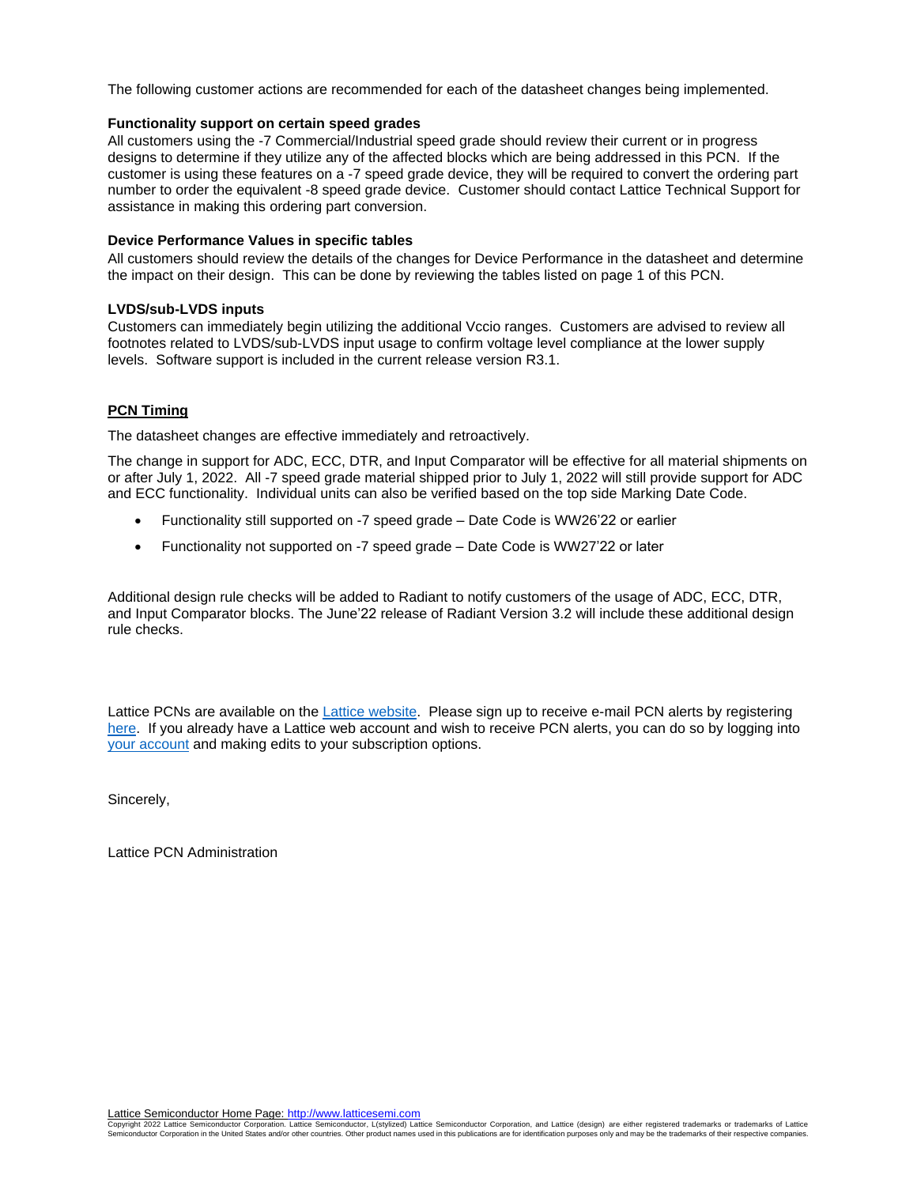The following customer actions are recommended for each of the datasheet changes being implemented.

**Functionality support on certain speed grades**
All customers using the -7 Commercial/Industrial speed grade should review their current or in progress designs to determine if they utilize any of the affected blocks which are being addressed in this PCN. If the customer is using these features on a -7 speed grade device, they will be required to convert the ordering part number to order the equivalent -8 speed grade device. Customer should contact Lattice Technical Support for assistance in making this ordering part conversion.

**Device Performance Values in specific tables**
All customers should review the details of the changes for Device Performance in the datasheet and determine the impact on their design. This can be done by reviewing the tables listed on page 1 of this PCN.

**LVDS/sub-LVDS inputs**
Customers can immediately begin utilizing the additional Vccio ranges. Customers are advised to review all footnotes related to LVDS/sub-LVDS input usage to confirm voltage level compliance at the lower supply levels. Software support is included in the current release version R3.1.

**PCN Timing**

The datasheet changes are effective immediately and retroactively.

The change in support for ADC, ECC, DTR, and Input Comparator will be effective for all material shipments on or after July 1, 2022. All -7 speed grade material shipped prior to July 1, 2022 will still provide support for ADC and ECC functionality. Individual units can also be verified based on the top side Marking Date Code.

- Functionality still supported on -7 speed grade – Date Code is WW26'22 or earlier
- Functionality not supported on -7 speed grade – Date Code is WW27'22 or later

Additional design rule checks will be added to Radiant to notify customers of the usage of ADC, ECC, DTR, and Input Comparator blocks. The June'22 release of Radiant Version 3.2 will include these additional design rule checks.

Lattice PCNs are available on the Lattice website. Please sign up to receive e-mail PCN alerts by registering here. If you already have a Lattice web account and wish to receive PCN alerts, you can do so by logging into your account and making edits to your subscription options.

Sincerely,

Lattice PCN Administration

Lattice Semiconductor Home Page: http://www.latticesemi.com
Copyright 2022 Lattice Semiconductor Corporation. Lattice Semiconductor, L(stylized) Lattice Semiconductor Corporation, and Lattice (design) are either registered trademarks or trademarks of Lattice Semiconductor Corporation in the United States and/or other countries. Other product names used in this publications are for identification purposes only and may be the trademarks of their respective companies.